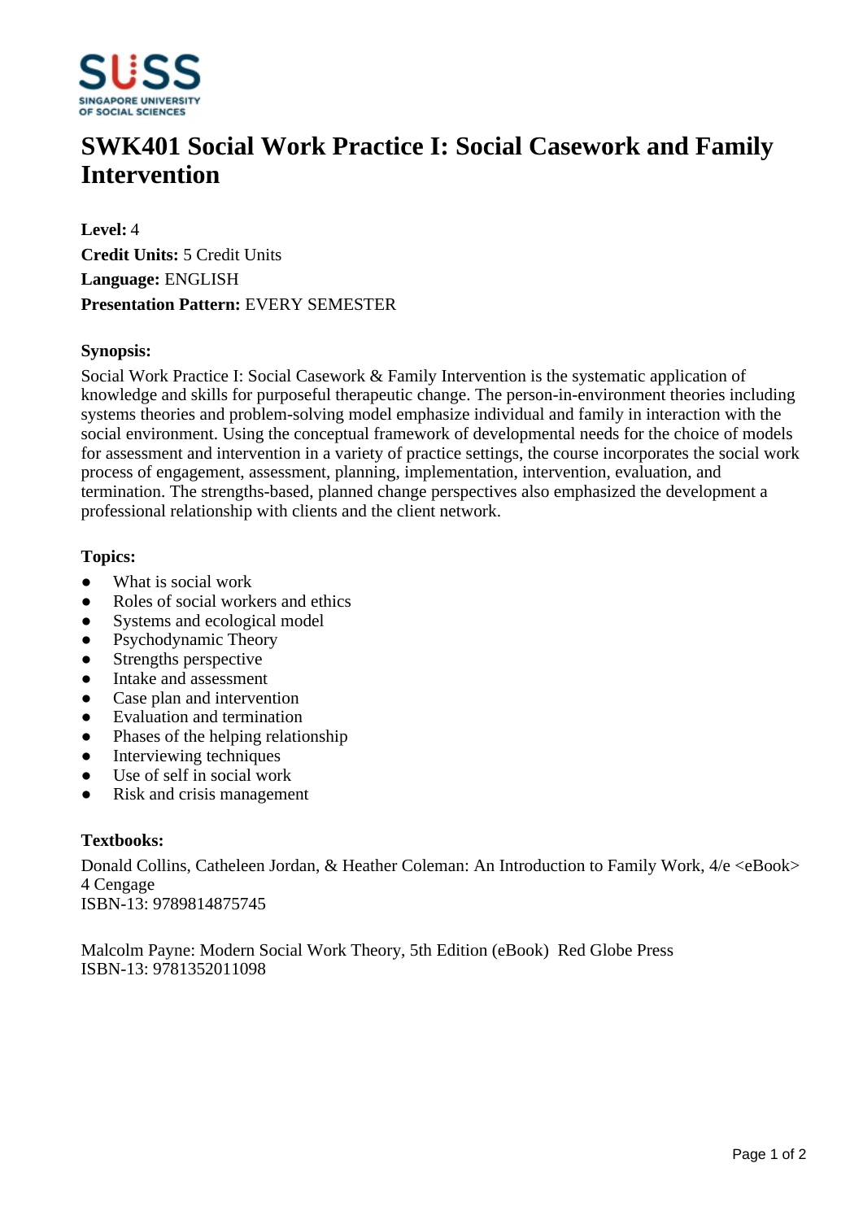# SWK401 Social Work Practice I: Social Casework and Family Intervention

**Level:** 4
**Credit Units:** 5 Credit Units
**Language:** ENGLISH
**Presentation Pattern:** EVERY SEMESTER

## Synopsis:

Social Work Practice I: Social Casework & Family Intervention is the systematic application of knowledge and skills for purposeful therapeutic change. The person-in-environment theories including systems theories and problem-solving model emphasize individual and family in interaction with the social environment. Using the conceptual framework of developmental needs for the choice of models for assessment and intervention in a variety of practice settings, the course incorporates the social work process of engagement, assessment, planning, implementation, intervention, evaluation, and termination. The strengths-based, planned change perspectives also emphasized the development a professional relationship with clients and the client network.

## Topics:

- What is social work
- Roles of social workers and ethics
- Systems and ecological model
- Psychodynamic Theory
- Strengths perspective
- Intake and assessment
- Case plan and intervention
- Evaluation and termination
- Phases of the helping relationship
- Interviewing techniques
- Use of self in social work
- Risk and crisis management

## Textbooks:

Donald Collins, Catheleen Jordan, & Heather Coleman: An Introduction to Family Work, 4/e <eBook> 4 Cengage
ISBN-13: 9789814875745

Malcolm Payne: Modern Social Work Theory, 5th Edition (eBook) Red Globe Press
ISBN-13: 9781352011098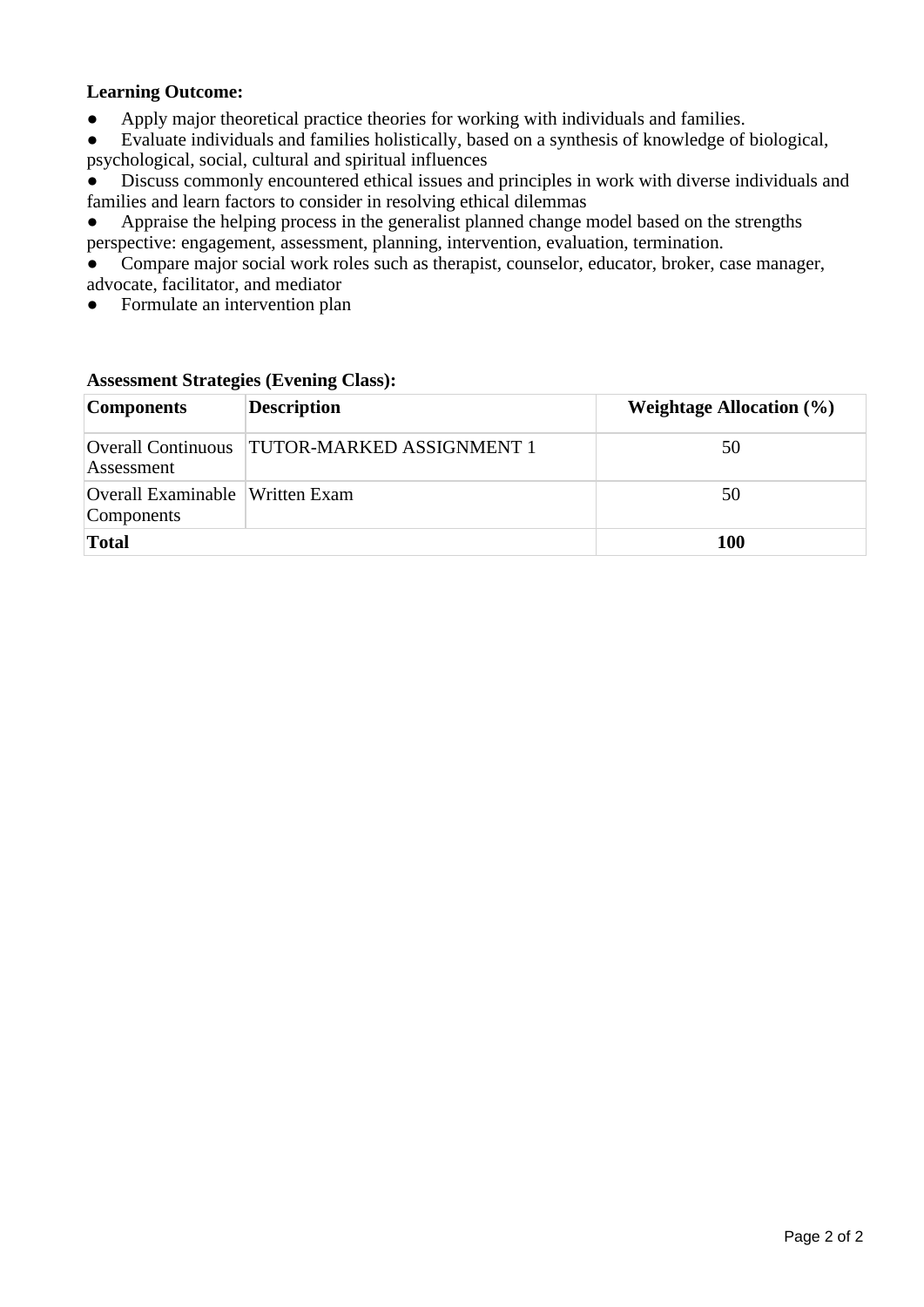**Learning Outcome:**

- Apply major theoretical practice theories for working with individuals and families.
- Evaluate individuals and families holistically, based on a synthesis of knowledge of biological, psychological, social, cultural and spiritual influences
- Discuss commonly encountered ethical issues and principles in work with diverse individuals and families and learn factors to consider in resolving ethical dilemmas
- Appraise the helping process in the generalist planned change model based on the strengths perspective: engagement, assessment, planning, intervention, evaluation, termination.
- Compare major social work roles such as therapist, counselor, educator, broker, case manager, advocate, facilitator, and mediator
- Formulate an intervention plan

**Assessment Strategies (Evening Class):**

| **Components** | **Description** | **Weightage Allocation (%)** |
|---|---|---|
| Overall Continuous Assessment | TUTOR-MARKED ASSIGNMENT 1 | 50 |
| Overall Examinable Components | Written Exam | 50 |
| **Total** | | **100** |